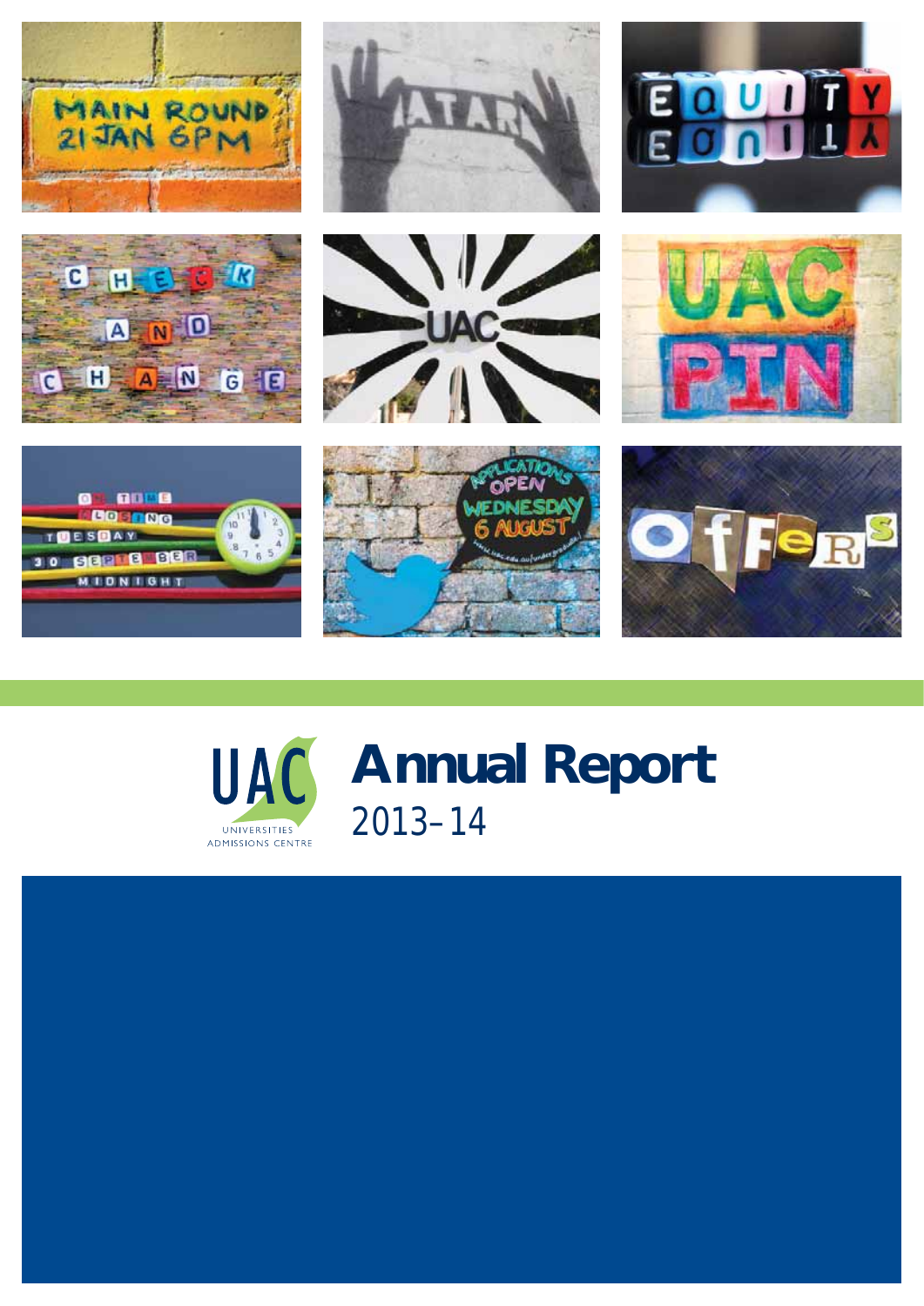UAC

UNIVERSITIES ADMISSIONS CENTRE

# Annual Report

2013–14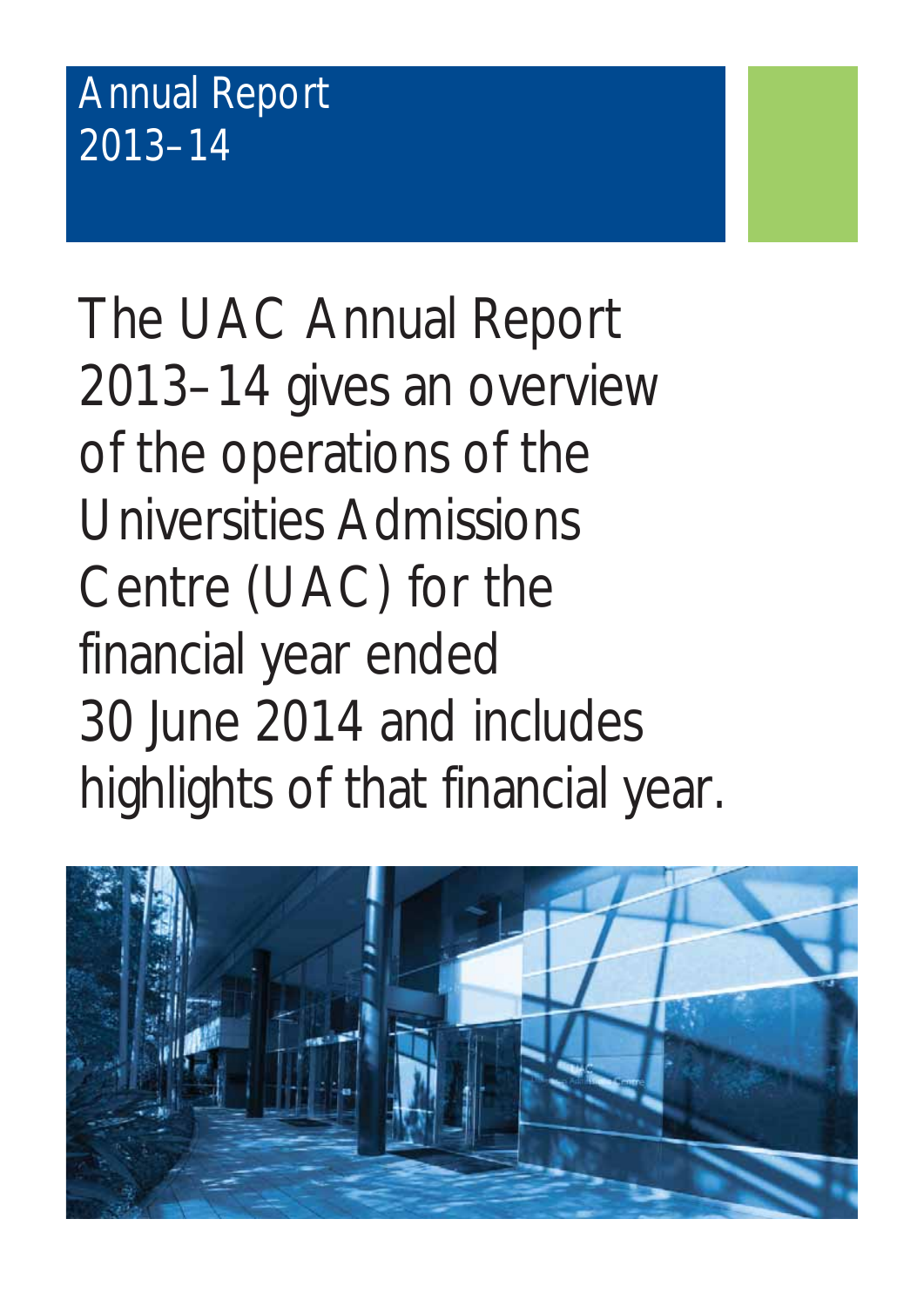# Annual Report 2013–14

The UAC Annual Report 2013–14 gives an overview of the operations of the Universities Admissions Centre (UAC) for the financial year ended 30 June 2014 and includes highlights of that financial year.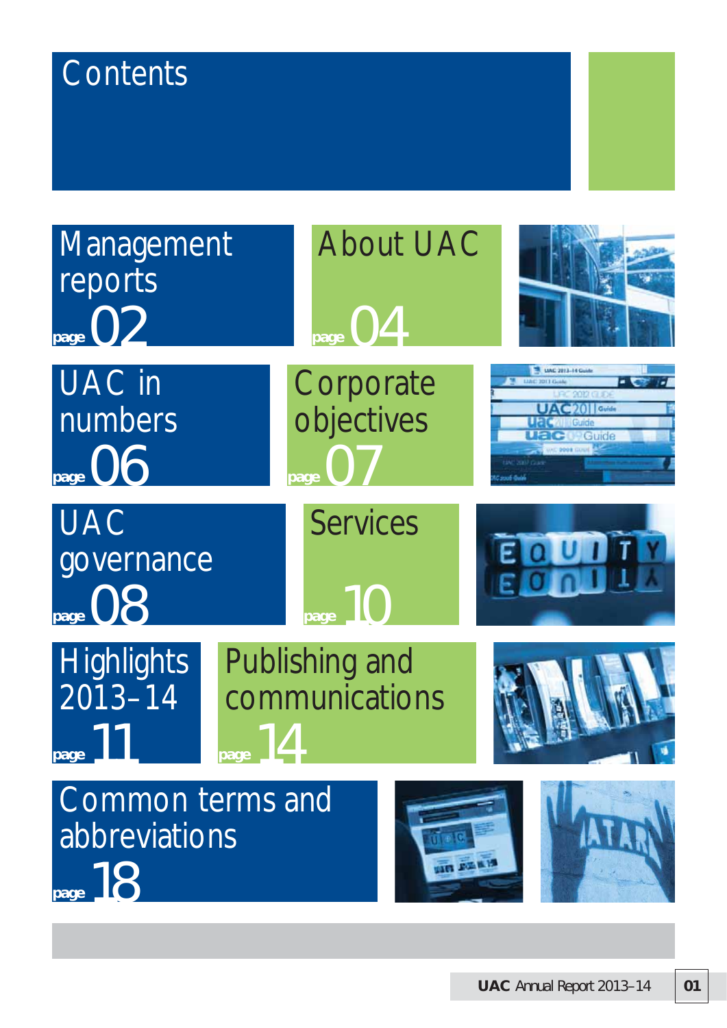# Contents

- Management reports — page 02
- About UAC — page 04
- UAC in numbers — page 06
- Corporate objectives — page 07
- UAC governance — page 08
- Services — page 10
- Highlights 2013–14 — page 11
- Publishing and communications — page 14
- Common terms and abbreviations — page 18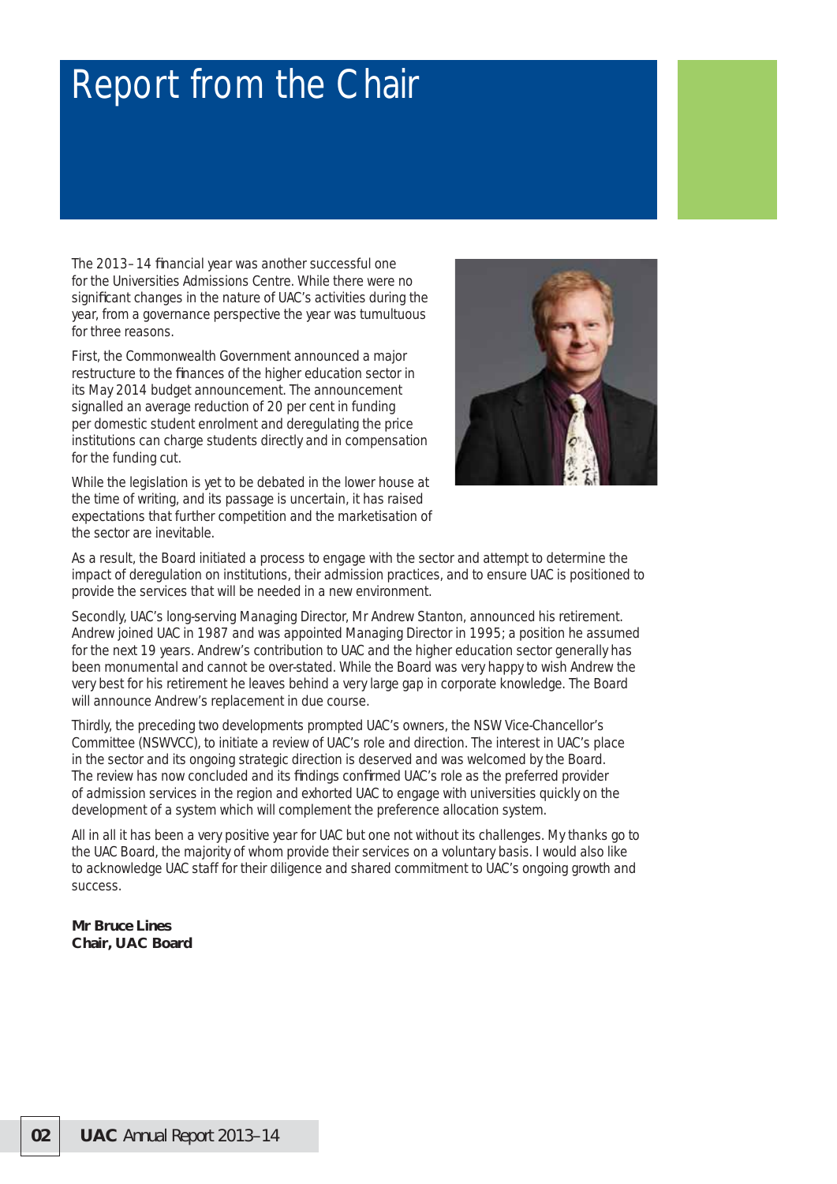# Report from the Chair

The 2013–14 financial year was another successful one for the Universities Admissions Centre. While there were no significant changes in the nature of UAC's activities during the year, from a governance perspective the year was tumultuous for three reasons.

First, the Commonwealth Government announced a major restructure to the finances of the higher education sector in its May 2014 budget announcement. The announcement signalled an average reduction of 20 per cent in funding per domestic student enrolment and deregulating the price institutions can charge students directly and in compensation for the funding cut.

While the legislation is yet to be debated in the lower house at the time of writing, and its passage is uncertain, it has raised expectations that further competition and the marketisation of the sector are inevitable.

As a result, the Board initiated a process to engage with the sector and attempt to determine the impact of deregulation on institutions, their admission practices, and to ensure UAC is positioned to provide the services that will be needed in a new environment.

Secondly, UAC's long-serving Managing Director, Mr Andrew Stanton, announced his retirement. Andrew joined UAC in 1987 and was appointed Managing Director in 1995; a position he assumed for the next 19 years. Andrew's contribution to UAC and the higher education sector generally has been monumental and cannot be over-stated. While the Board was very happy to wish Andrew the very best for his retirement he leaves behind a very large gap in corporate knowledge. The Board will announce Andrew's replacement in due course.

Thirdly, the preceding two developments prompted UAC's owners, the NSW Vice-Chancellor's Committee (NSWVCC), to initiate a review of UAC's role and direction. The interest in UAC's place in the sector and its ongoing strategic direction is deserved and was welcomed by the Board. The review has now concluded and its findings confirmed UAC's role as the preferred provider of admission services in the region and exhorted UAC to engage with universities quickly on the development of a system which will complement the preference allocation system.

All in all it has been a very positive year for UAC but one not without its challenges. My thanks go to the UAC Board, the majority of whom provide their services on a voluntary basis. I would also like to acknowledge UAC staff for their diligence and shared commitment to UAC's ongoing growth and success.

**Mr Bruce Lines**
**Chair, UAC Board**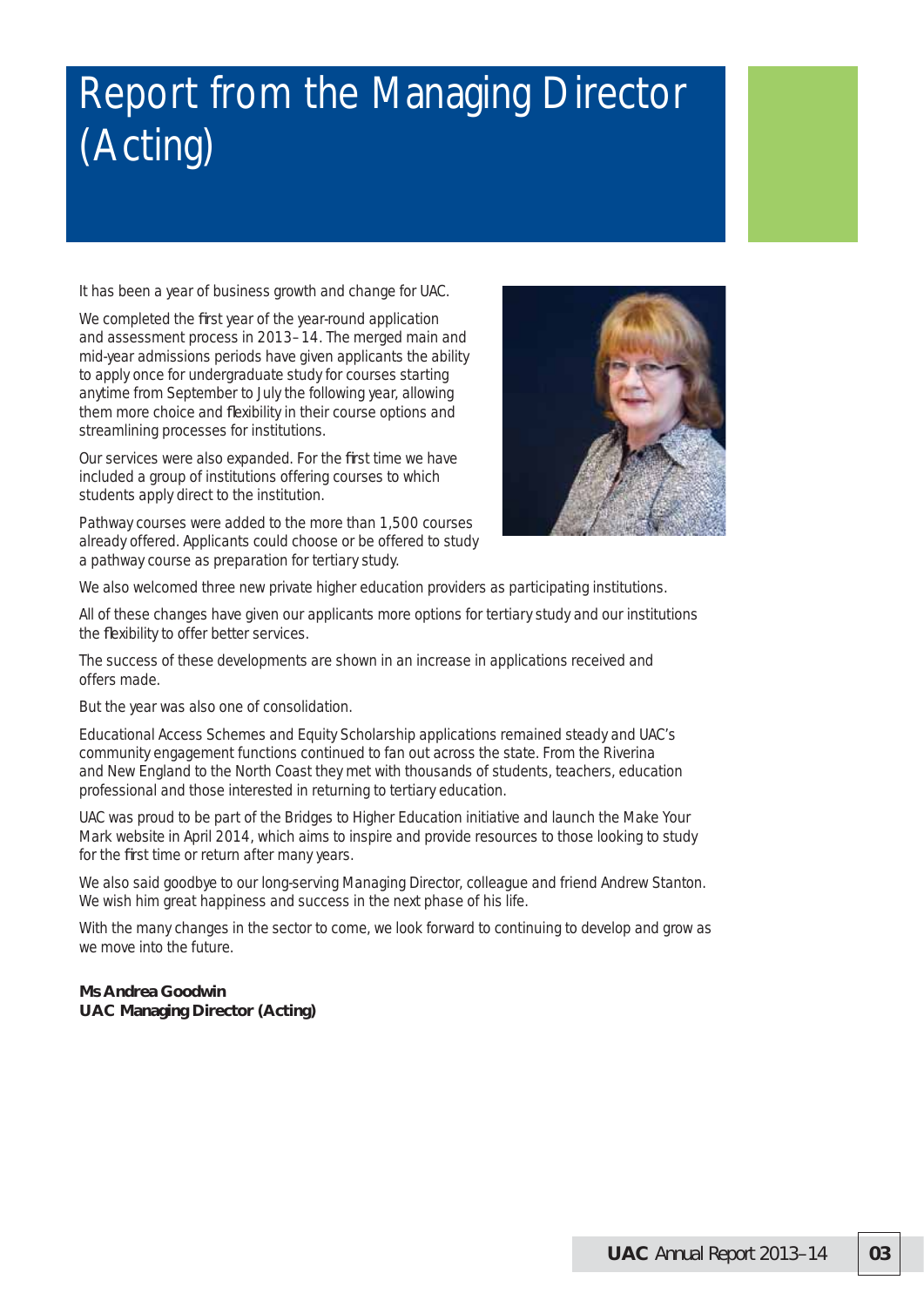# Report from the Managing Director (Acting)

It has been a year of business growth and change for UAC.

We completed the first year of the year-round application and assessment process in 2013–14. The merged main and mid-year admissions periods have given applicants the ability to apply once for undergraduate study for courses starting anytime from September to July the following year, allowing them more choice and flexibility in their course options and streamlining processes for institutions.

Our services were also expanded. For the first time we have included a group of institutions offering courses to which students apply direct to the institution.

Pathway courses were added to the more than 1,500 courses already offered. Applicants could choose or be offered to study a pathway course as preparation for tertiary study.

We also welcomed three new private higher education providers as participating institutions.

All of these changes have given our applicants more options for tertiary study and our institutions the flexibility to offer better services.

The success of these developments are shown in an increase in applications received and offers made.

But the year was also one of consolidation.

Educational Access Schemes and Equity Scholarship applications remained steady and UAC's community engagement functions continued to fan out across the state. From the Riverina and New England to the North Coast they met with thousands of students, teachers, education professional and those interested in returning to tertiary education.

UAC was proud to be part of the Bridges to Higher Education initiative and launch the Make Your Mark website in April 2014, which aims to inspire and provide resources to those looking to study for the first time or return after many years.

We also said goodbye to our long-serving Managing Director, colleague and friend Andrew Stanton. We wish him great happiness and success in the next phase of his life.

With the many changes in the sector to come, we look forward to continuing to develop and grow as we move into the future.

**Ms Andrea Goodwin**
**UAC Managing Director (Acting)**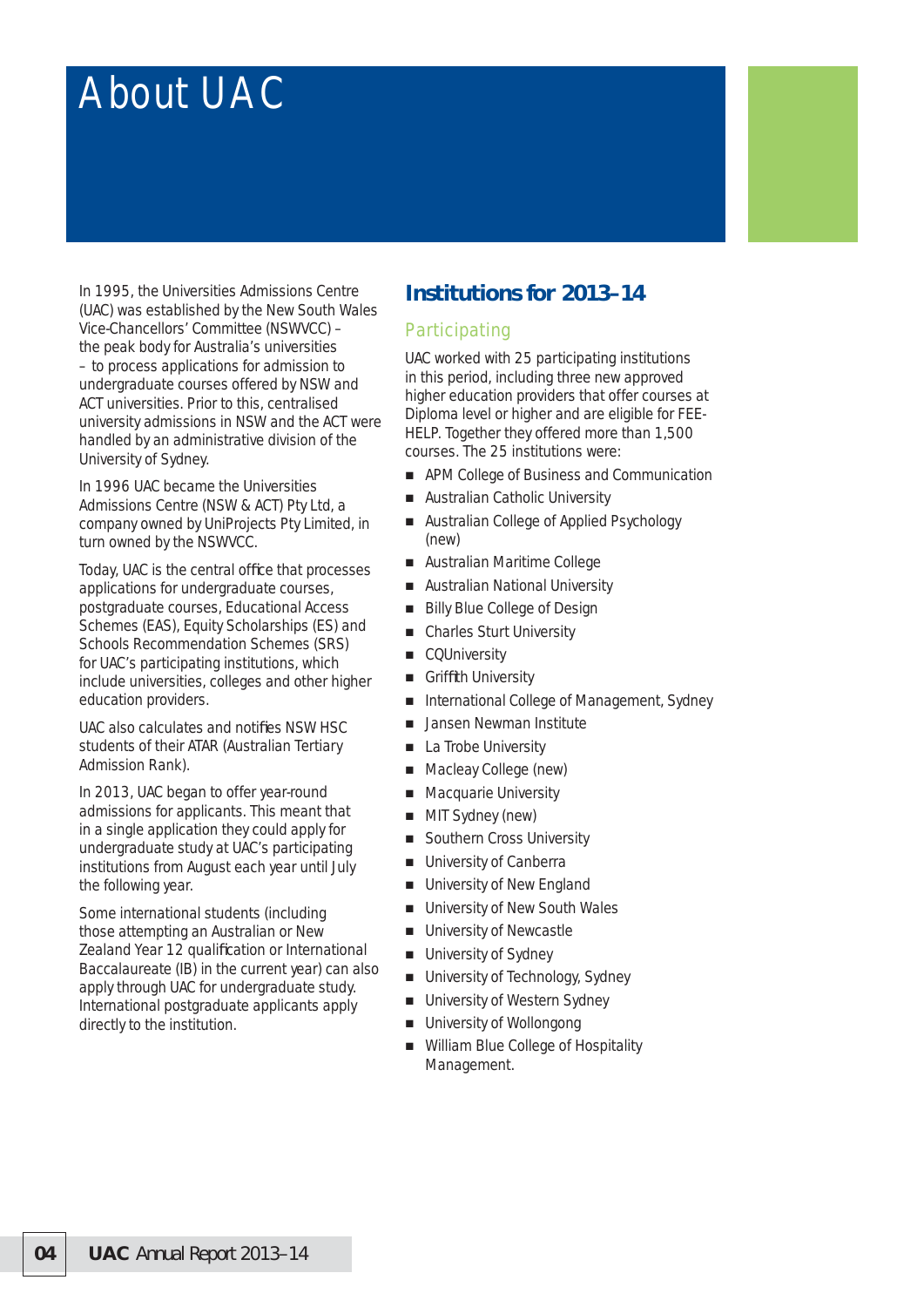# About UAC

In 1995, the Universities Admissions Centre (UAC) was established by the New South Wales Vice-Chancellors' Committee (NSWVCC) – the peak body for Australia's universities – to process applications for admission to undergraduate courses offered by NSW and ACT universities. Prior to this, centralised university admissions in NSW and the ACT were handled by an administrative division of the University of Sydney.

In 1996 UAC became the Universities Admissions Centre (NSW & ACT) Pty Ltd, a company owned by UniProjects Pty Limited, in turn owned by the NSWVCC.

Today, UAC is the central office that processes applications for undergraduate courses, postgraduate courses, Educational Access Schemes (EAS), Equity Scholarships (ES) and Schools Recommendation Schemes (SRS) for UAC's participating institutions, which include universities, colleges and other higher education providers.

UAC also calculates and notifies NSW HSC students of their ATAR (Australian Tertiary Admission Rank).

In 2013, UAC began to offer year-round admissions for applicants. This meant that in a single application they could apply for undergraduate study at UAC's participating institutions from August each year until July the following year.

Some international students (including those attempting an Australian or New Zealand Year 12 qualification or International Baccalaureate (IB) in the current year) can also apply through UAC for undergraduate study. International postgraduate applicants apply directly to the institution.

## Institutions for 2013–14

### Participating

UAC worked with 25 participating institutions in this period, including three new approved higher education providers that offer courses at Diploma level or higher and are eligible for FEE-HELP. Together they offered more than 1,500 courses. The 25 institutions were:

- APM College of Business and Communication
- Australian Catholic University
- Australian College of Applied Psychology (new)
- Australian Maritime College
- Australian National University
- Billy Blue College of Design
- Charles Sturt University
- CQUniversity
- Griffith University
- International College of Management, Sydney
- Jansen Newman Institute
- La Trobe University
- Macleay College (new)
- Macquarie University
- MIT Sydney (new)
- Southern Cross University
- University of Canberra
- University of New England
- University of New South Wales
- University of Newcastle
- University of Sydney
- University of Technology, Sydney
- University of Western Sydney
- University of Wollongong
- William Blue College of Hospitality Management.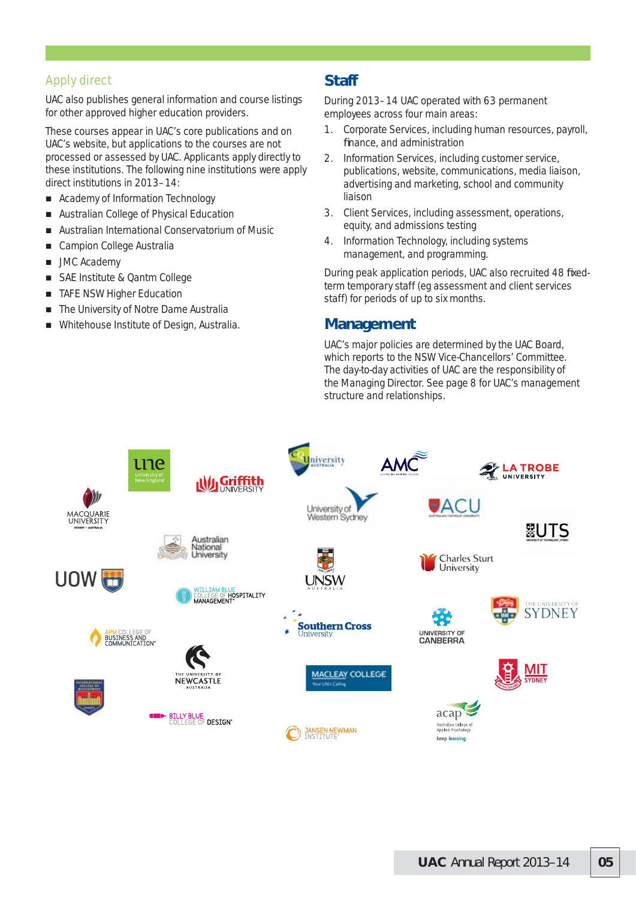## Apply direct

UAC also publishes general information and course listings for other approved higher education providers.

These courses appear in UAC's core publications and on UAC's website, but applications to the courses are not processed or assessed by UAC. Applicants apply directly to these institutions. The following nine institutions were apply direct institutions in 2013–14:

- Academy of Information Technology
- Australian College of Physical Education
- Australian International Conservatorium of Music
- Campion College Australia
- JMC Academy
- SAE Institute & Qantm College
- TAFE NSW Higher Education
- The University of Notre Dame Australia
- Whitehouse Institute of Design, Australia.

## Staff

During 2013–14 UAC operated with 63 permanent employees across four main areas:

1. Corporate Services, including human resources, payroll, finance, and administration
2. Information Services, including customer service, publications, website, communications, media liaison, advertising and marketing, school and community liaison
3. Client Services, including assessment, operations, equity, and admissions testing
4. Information Technology, including systems management, and programming.

During peak application periods, UAC also recruited 48 fixed-term temporary staff (eg assessment and client services staff) for periods of up to six months.

## Management

UAC's major policies are determined by the UAC Board, which reports to the NSW Vice-Chancellors' Committee. The day-to-day activities of UAC are the responsibility of the Managing Director. See page 8 for UAC's management structure and relationships.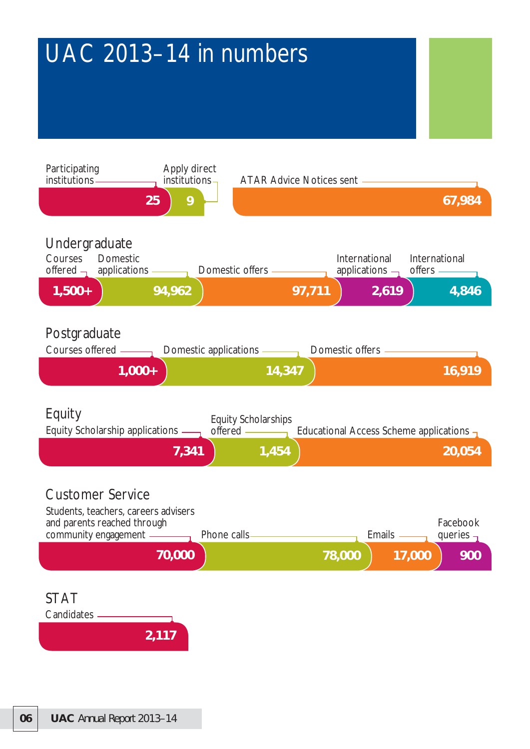# UAC 2013–14 in numbers

| Participating institutions | Apply direct institutions | ATAR Advice Notices sent |
|---|---|---|
| 25 | 9 | 67,984 |

## Undergraduate

| Courses offered | Domestic applications | Domestic offers | International applications | International offers |
|---|---|---|---|---|
| 1,500+ | 94,962 | 97,711 | 2,619 | 4,846 |

## Postgraduate

| Courses offered | Domestic applications | Domestic offers |
|---|---|---|
| 1,000+ | 14,347 | 16,919 |

## Equity

| Equity Scholarship applications | Equity Scholarships offered | Educational Access Scheme applications |
|---|---|---|
| 7,341 | 1,454 | 20,054 |

## Customer Service

| Students, teachers, careers advisers and parents reached through community engagement | Phone calls | Emails | Facebook queries |
|---|---|---|---|
| 70,000 | 78,000 | 17,000 | 900 |

## STAT

| Candidates |
|---|
| 2,117 |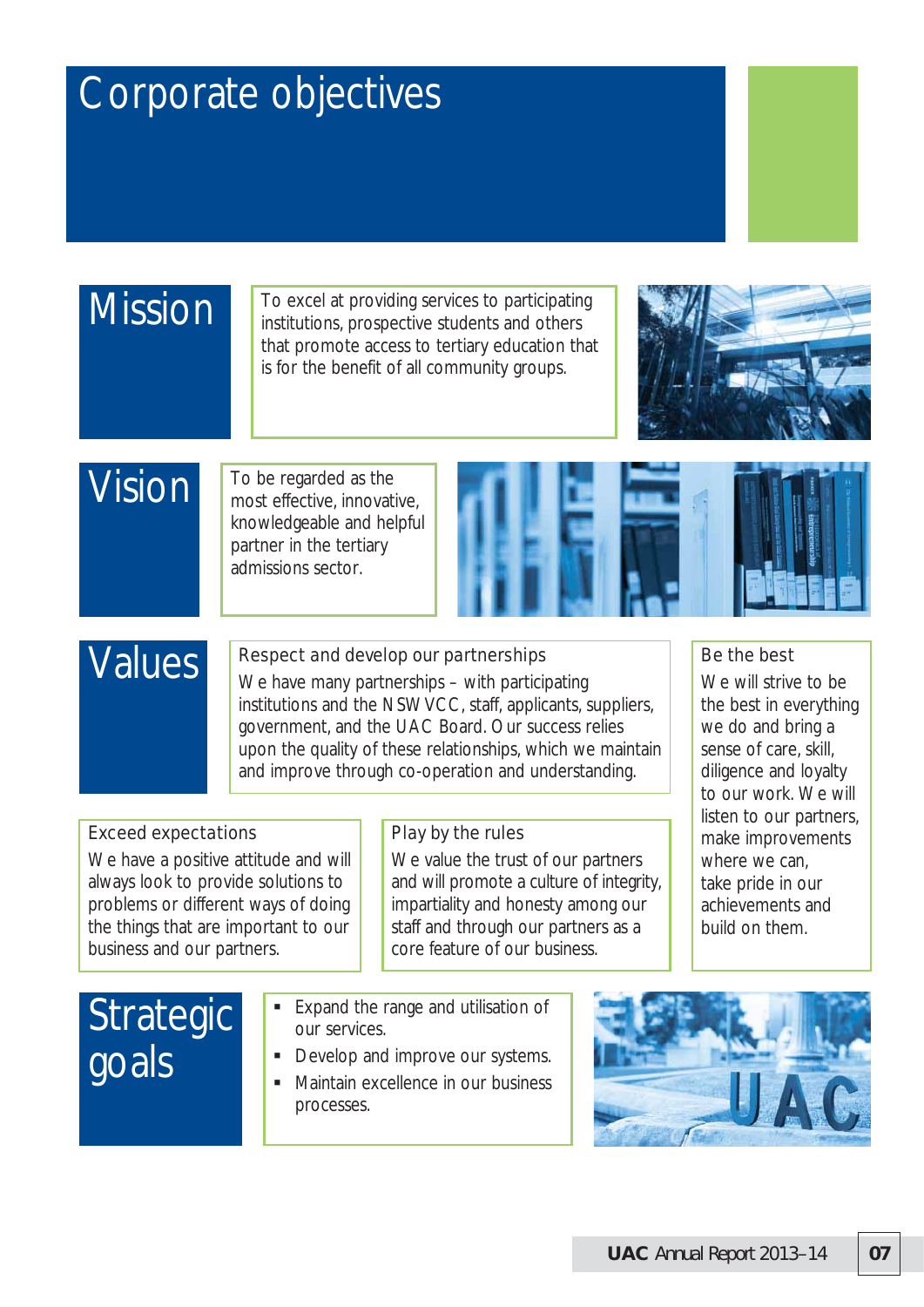# Corporate objectives

## Mission

To excel at providing services to participating institutions, prospective students and others that promote access to tertiary education that is for the benefit of all community groups.

## Vision

To be regarded as the most effective, innovative, knowledgeable and helpful partner in the tertiary admissions sector.

## Values

### Respect and develop our partnerships

We have many partnerships – with participating institutions and the NSWVCC, staff, applicants, suppliers, government, and the UAC Board. Our success relies upon the quality of these relationships, which we maintain and improve through co-operation and understanding.

### Be the best

We will strive to be the best in everything we do and bring a sense of care, skill, diligence and loyalty to our work. We will listen to our partners, make improvements where we can, take pride in our achievements and build on them.

### Exceed expectations

We have a positive attitude and will always look to provide solutions to problems or different ways of doing the things that are important to our business and our partners.

### Play by the rules

We value the trust of our partners and will promote a culture of integrity, impartiality and honesty among our staff and through our partners as a core feature of our business.

## Strategic goals

- Expand the range and utilisation of our services.
- Develop and improve our systems.
- Maintain excellence in our business processes.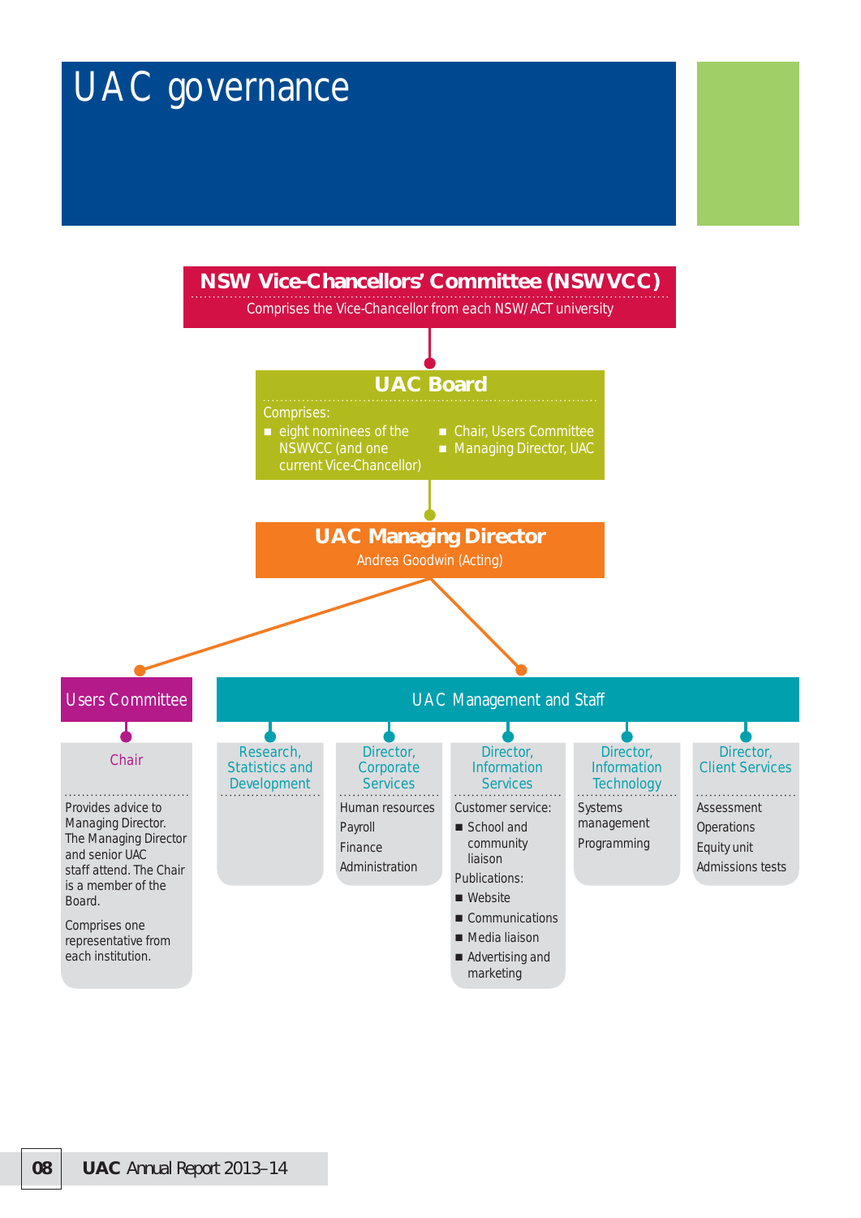# UAC governance

## NSW Vice-Chancellors' Committee (NSWVCC)

Comprises the Vice-Chancellor from each NSW/ACT university

## UAC Board

Comprises:

- eight nominees of the NSWVCC (and one current Vice-Chancellor)
- Chair, Users Committee
- Managing Director, UAC

## UAC Managing Director

Andrea Goodwin (Acting)

### Users Committee

**Chair**

Provides advice to Managing Director. The Managing Director and senior UAC staff attend. The Chair is a member of the Board.

Comprises one representative from each institution.

### UAC Management and Staff

**Research, Statistics and Development**

**Director, Corporate Services**

- Human resources
- Payroll
- Finance
- Administration

**Director, Information Services**

Customer service:

- School and community liaison

Publications:

- Website
- Communications
- Media liaison
- Advertising and marketing

**Director, Information Technology**

- Systems management
- Programming

**Director, Client Services**

- Assessment
- Operations
- Equity unit
- Admissions tests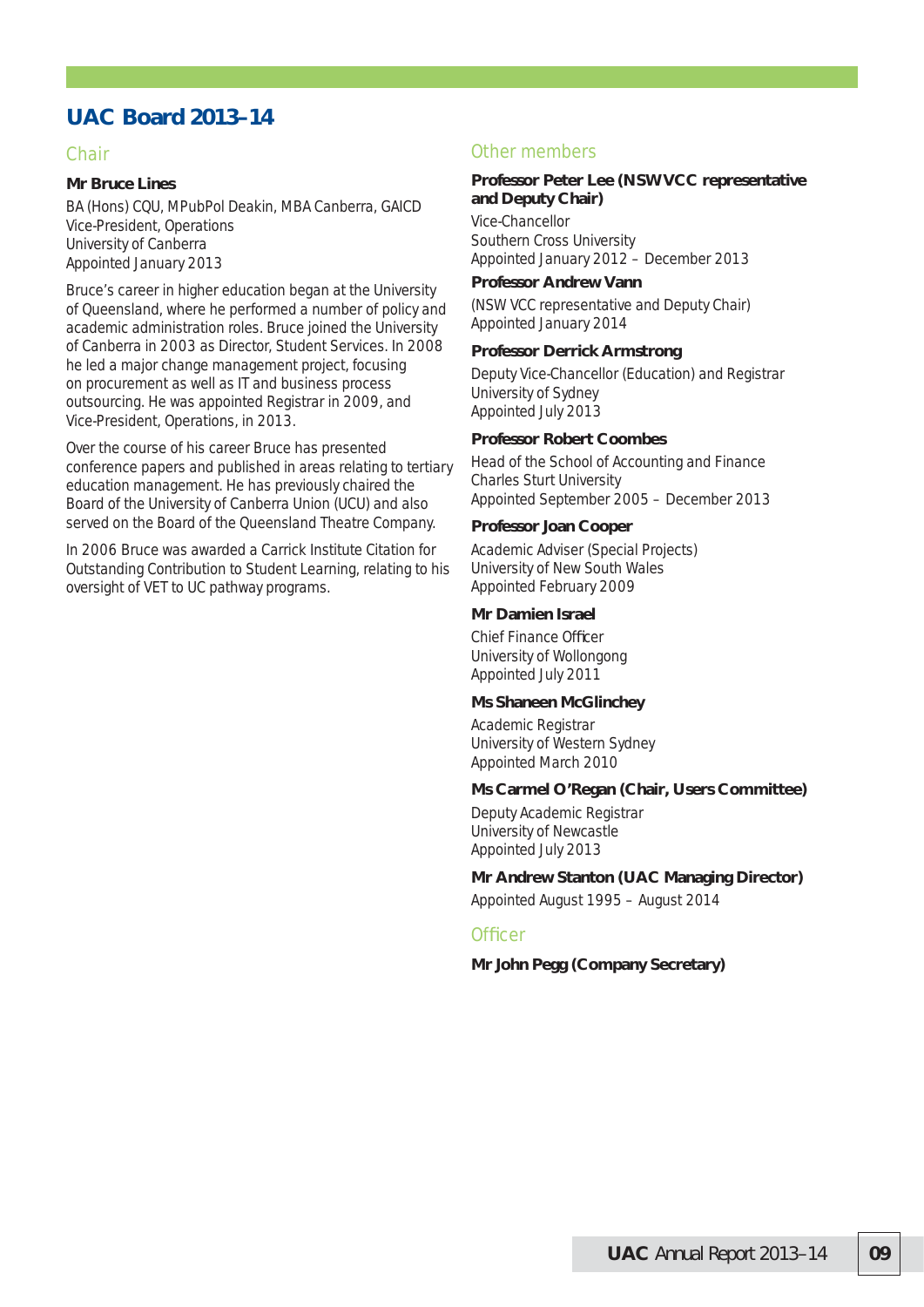# UAC Board 2013–14

## Chair

**Mr Bruce Lines**

BA (Hons) CQU, MPubPol Deakin, MBA Canberra, GAICD
Vice-President, Operations
University of Canberra
Appointed January 2013

Bruce's career in higher education began at the University of Queensland, where he performed a number of policy and academic administration roles. Bruce joined the University of Canberra in 2003 as Director, Student Services. In 2008 he led a major change management project, focusing on procurement as well as IT and business process outsourcing. He was appointed Registrar in 2009, and Vice-President, Operations, in 2013.

Over the course of his career Bruce has presented conference papers and published in areas relating to tertiary education management. He has previously chaired the Board of the University of Canberra Union (UCU) and also served on the Board of the Queensland Theatre Company.

In 2006 Bruce was awarded a Carrick Institute Citation for Outstanding Contribution to Student Learning, relating to his oversight of VET to UC pathway programs.

## Other members

**Professor Peter Lee (NSW VCC representative and Deputy Chair)**

Vice-Chancellor
Southern Cross University
Appointed January 2012 – December 2013

**Professor Andrew Vann**

(NSW VCC representative and Deputy Chair)
Appointed January 2014

**Professor Derrick Armstrong**

Deputy Vice-Chancellor (Education) and Registrar
University of Sydney
Appointed July 2013

**Professor Robert Coombes**

Head of the School of Accounting and Finance
Charles Sturt University
Appointed September 2005 – December 2013

**Professor Joan Cooper**

Academic Adviser (Special Projects)
University of New South Wales
Appointed February 2009

**Mr Damien Israel**

Chief Finance Officer
University of Wollongong
Appointed July 2011

**Ms Shaneen McGlinchey**

Academic Registrar
University of Western Sydney
Appointed March 2010

**Ms Carmel O'Regan (Chair, Users Committee)**

Deputy Academic Registrar
University of Newcastle
Appointed July 2013

**Mr Andrew Stanton (UAC Managing Director)**

Appointed August 1995 – August 2014

## Officer

**Mr John Pegg (Company Secretary)**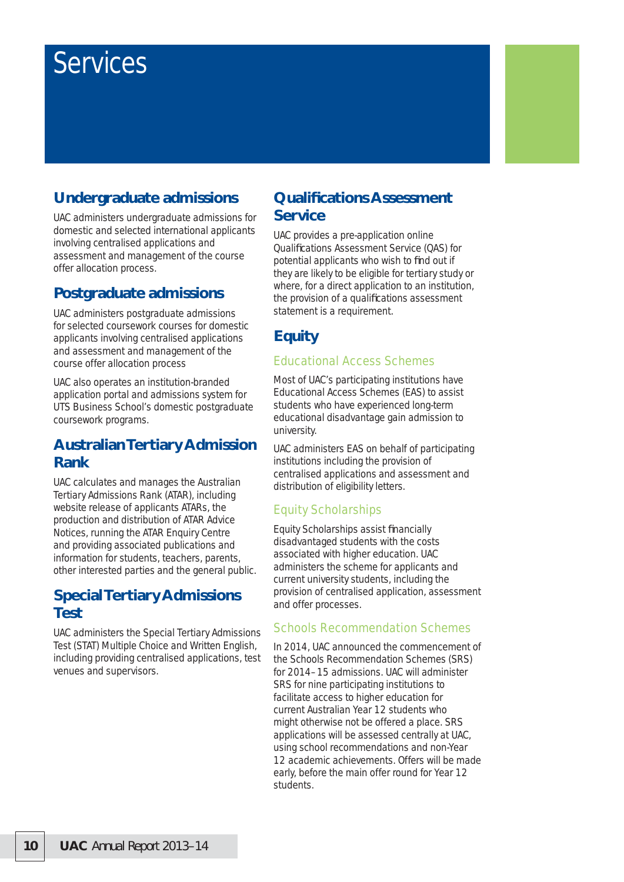# Services

## Undergraduate admissions

UAC administers undergraduate admissions for domestic and selected international applicants involving centralised applications and assessment and management of the course offer allocation process.

## Postgraduate admissions

UAC administers postgraduate admissions for selected coursework courses for domestic applicants involving centralised applications and assessment and management of the course offer allocation process

UAC also operates an institution-branded application portal and admissions system for UTS Business School's domestic postgraduate coursework programs.

## Australian Tertiary Admission Rank

UAC calculates and manages the Australian Tertiary Admissions Rank (ATAR), including website release of applicants ATARs, the production and distribution of ATAR Advice Notices, running the ATAR Enquiry Centre and providing associated publications and information for students, teachers, parents, other interested parties and the general public.

## Special Tertiary Admissions Test

UAC administers the Special Tertiary Admissions Test (STAT) Multiple Choice and Written English, including providing centralised applications, test venues and supervisors.

## Qualifications Assessment Service

UAC provides a pre-application online Qualifications Assessment Service (QAS) for potential applicants who wish to find out if they are likely to be eligible for tertiary study or where, for a direct application to an institution, the provision of a qualifications assessment statement is a requirement.

## Equity

### Educational Access Schemes

Most of UAC's participating institutions have Educational Access Schemes (EAS) to assist students who have experienced long-term educational disadvantage gain admission to university.

UAC administers EAS on behalf of participating institutions including the provision of centralised applications and assessment and distribution of eligibility letters.

### Equity Scholarships

Equity Scholarships assist financially disadvantaged students with the costs associated with higher education. UAC administers the scheme for applicants and current university students, including the provision of centralised application, assessment and offer processes.

### Schools Recommendation Schemes

In 2014, UAC announced the commencement of the Schools Recommendation Schemes (SRS) for 2014–15 admissions. UAC will administer SRS for nine participating institutions to facilitate access to higher education for current Australian Year 12 students who might otherwise not be offered a place. SRS applications will be assessed centrally at UAC, using school recommendations and non-Year 12 academic achievements. Offers will be made early, before the main offer round for Year 12 students.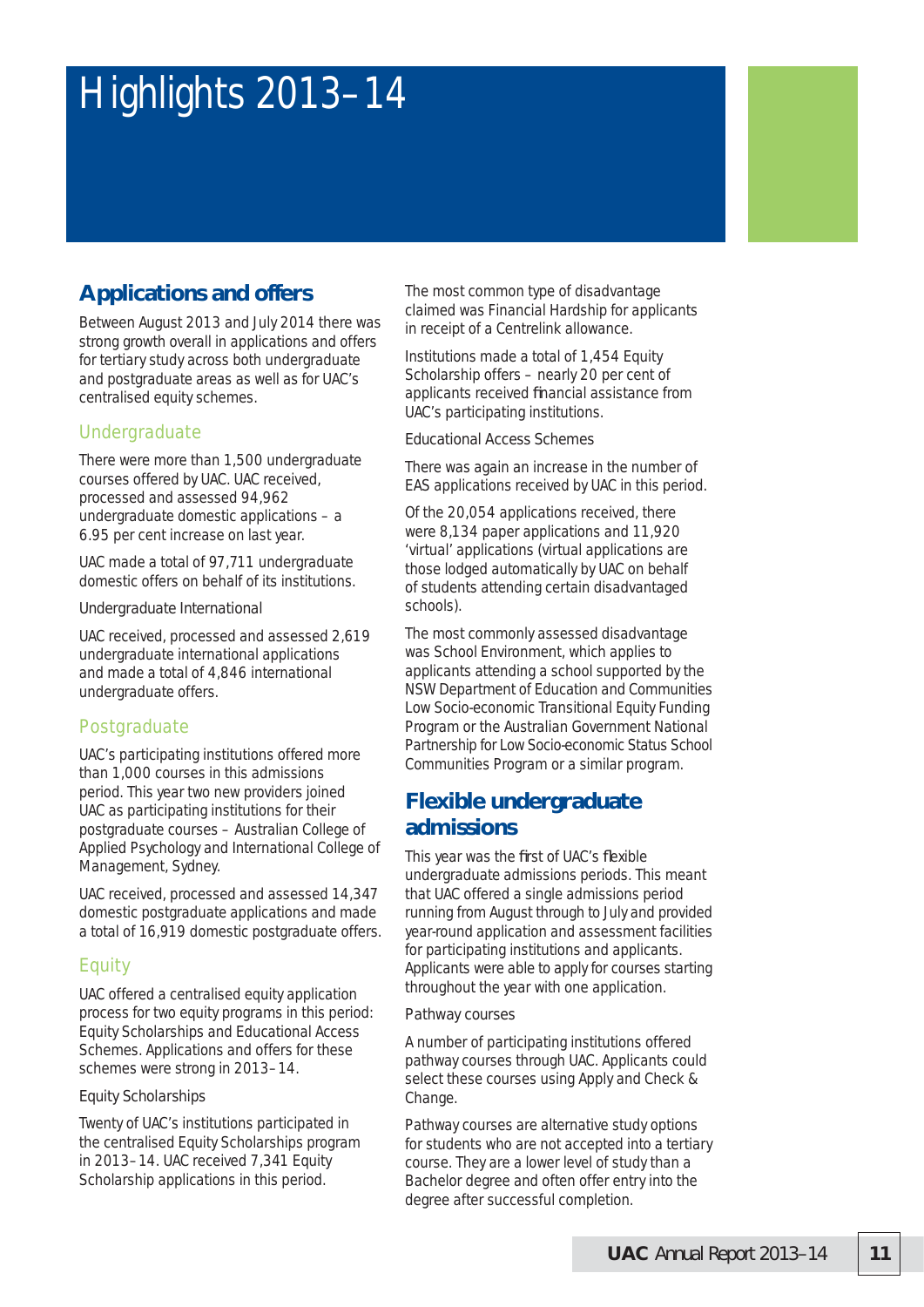# Highlights 2013–14

## Applications and offers

Between August 2013 and July 2014 there was strong growth overall in applications and offers for tertiary study across both undergraduate and postgraduate areas as well as for UAC's centralised equity schemes.

### Undergraduate

There were more than 1,500 undergraduate courses offered by UAC. UAC received, processed and assessed 94,962 undergraduate domestic applications – a 6.95 per cent increase on last year.

UAC made a total of 97,711 undergraduate domestic offers on behalf of its institutions.

Undergraduate International

UAC received, processed and assessed 2,619 undergraduate international applications and made a total of 4,846 international undergraduate offers.

### Postgraduate

UAC's participating institutions offered more than 1,000 courses in this admissions period. This year two new providers joined UAC as participating institutions for their postgraduate courses – Australian College of Applied Psychology and International College of Management, Sydney.

UAC received, processed and assessed 14,347 domestic postgraduate applications and made a total of 16,919 domestic postgraduate offers.

### Equity

UAC offered a centralised equity application process for two equity programs in this period: Equity Scholarships and Educational Access Schemes. Applications and offers for these schemes were strong in 2013–14.

Equity Scholarships

Twenty of UAC's institutions participated in the centralised Equity Scholarships program in 2013–14. UAC received 7,341 Equity Scholarship applications in this period.

The most common type of disadvantage claimed was Financial Hardship for applicants in receipt of a Centrelink allowance.

Institutions made a total of 1,454 Equity Scholarship offers – nearly 20 per cent of applicants received financial assistance from UAC's participating institutions.

Educational Access Schemes

There was again an increase in the number of EAS applications received by UAC in this period.

Of the 20,054 applications received, there were 8,134 paper applications and 11,920 'virtual' applications (virtual applications are those lodged automatically by UAC on behalf of students attending certain disadvantaged schools).

The most commonly assessed disadvantage was School Environment, which applies to applicants attending a school supported by the NSW Department of Education and Communities Low Socio-economic Transitional Equity Funding Program or the Australian Government National Partnership for Low Socio-economic Status School Communities Program or a similar program.

## Flexible undergraduate admissions

This year was the first of UAC's flexible undergraduate admissions periods. This meant that UAC offered a single admissions period running from August through to July and provided year-round application and assessment facilities for participating institutions and applicants. Applicants were able to apply for courses starting throughout the year with one application.

Pathway courses

A number of participating institutions offered pathway courses through UAC. Applicants could select these courses using Apply and Check & Change.

Pathway courses are alternative study options for students who are not accepted into a tertiary course. They are a lower level of study than a Bachelor degree and often offer entry into the degree after successful completion.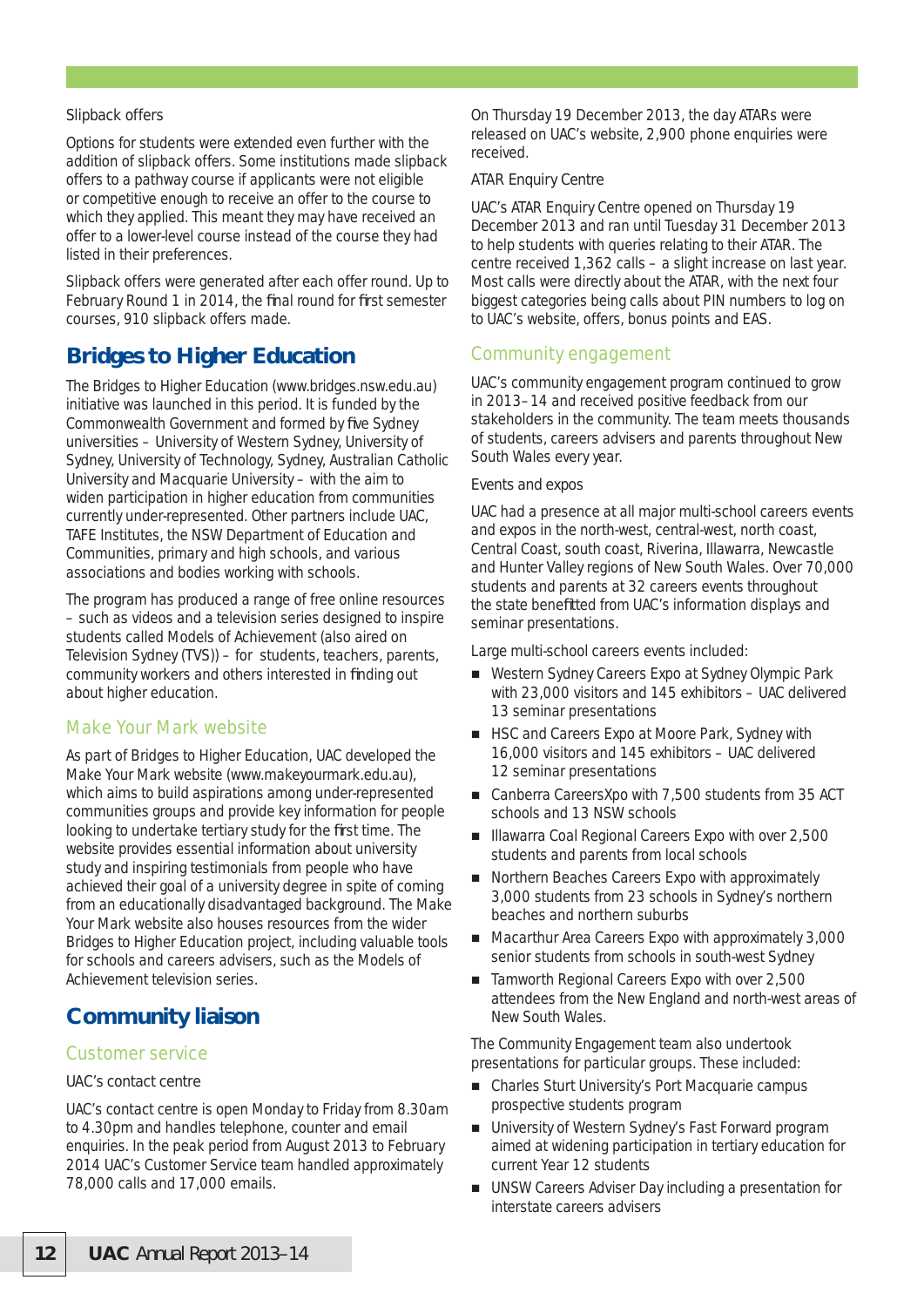#### Slipback offers

Options for students were extended even further with the addition of slipback offers. Some institutions made slipback offers to a pathway course if applicants were not eligible or competitive enough to receive an offer to the course to which they applied. This meant they may have received an offer to a lower-level course instead of the course they had listed in their preferences.

Slipback offers were generated after each offer round. Up to February Round 1 in 2014, the final round for first semester courses, 910 slipback offers made.

## Bridges to Higher Education

The Bridges to Higher Education (www.bridges.nsw.edu.au) initiative was launched in this period. It is funded by the Commonwealth Government and formed by five Sydney universities – University of Western Sydney, University of Sydney, University of Technology, Sydney, Australian Catholic University and Macquarie University – with the aim to widen participation in higher education from communities currently under-represented. Other partners include UAC, TAFE Institutes, the NSW Department of Education and Communities, primary and high schools, and various associations and bodies working with schools.

The program has produced a range of free online resources – such as videos and a television series designed to inspire students called Models of Achievement (also aired on Television Sydney (TVS)) – for students, teachers, parents, community workers and others interested in finding out about higher education.

### Make Your Mark website

As part of Bridges to Higher Education, UAC developed the Make Your Mark website (www.makeyourmark.edu.au), which aims to build aspirations among under-represented communities groups and provide key information for people looking to undertake tertiary study for the first time. The website provides essential information about university study and inspiring testimonials from people who have achieved their goal of a university degree in spite of coming from an educationally disadvantaged background. The Make Your Mark website also houses resources from the wider Bridges to Higher Education project, including valuable tools for schools and careers advisers, such as the Models of Achievement television series.

## Community liaison

### Customer service

#### UAC's contact centre

UAC's contact centre is open Monday to Friday from 8.30am to 4.30pm and handles telephone, counter and email enquiries. In the peak period from August 2013 to February 2014 UAC's Customer Service team handled approximately 78,000 calls and 17,000 emails.

On Thursday 19 December 2013, the day ATARs were released on UAC's website, 2,900 phone enquiries were received.

#### ATAR Enquiry Centre

UAC's ATAR Enquiry Centre opened on Thursday 19 December 2013 and ran until Tuesday 31 December 2013 to help students with queries relating to their ATAR. The centre received 1,362 calls – a slight increase on last year. Most calls were directly about the ATAR, with the next four biggest categories being calls about PIN numbers to log on to UAC's website, offers, bonus points and EAS.

### Community engagement

UAC's community engagement program continued to grow in 2013–14 and received positive feedback from our stakeholders in the community. The team meets thousands of students, careers advisers and parents throughout New South Wales every year.

#### Events and expos

UAC had a presence at all major multi-school careers events and expos in the north-west, central-west, north coast, Central Coast, south coast, Riverina, Illawarra, Newcastle and Hunter Valley regions of New South Wales. Over 70,000 students and parents at 32 careers events throughout the state benefitted from UAC's information displays and seminar presentations.

Large multi-school careers events included:

- Western Sydney Careers Expo at Sydney Olympic Park with 23,000 visitors and 145 exhibitors – UAC delivered 13 seminar presentations
- HSC and Careers Expo at Moore Park, Sydney with 16,000 visitors and 145 exhibitors – UAC delivered 12 seminar presentations
- Canberra CareersXpo with 7,500 students from 35 ACT schools and 13 NSW schools
- Illawarra Coal Regional Careers Expo with over 2,500 students and parents from local schools
- Northern Beaches Careers Expo with approximately 3,000 students from 23 schools in Sydney's northern beaches and northern suburbs
- Macarthur Area Careers Expo with approximately 3,000 senior students from schools in south-west Sydney
- Tamworth Regional Careers Expo with over 2,500 attendees from the New England and north-west areas of New South Wales.

The Community Engagement team also undertook presentations for particular groups. These included:

- Charles Sturt University's Port Macquarie campus prospective students program
- University of Western Sydney's Fast Forward program aimed at widening participation in tertiary education for current Year 12 students
- UNSW Careers Adviser Day including a presentation for interstate careers advisers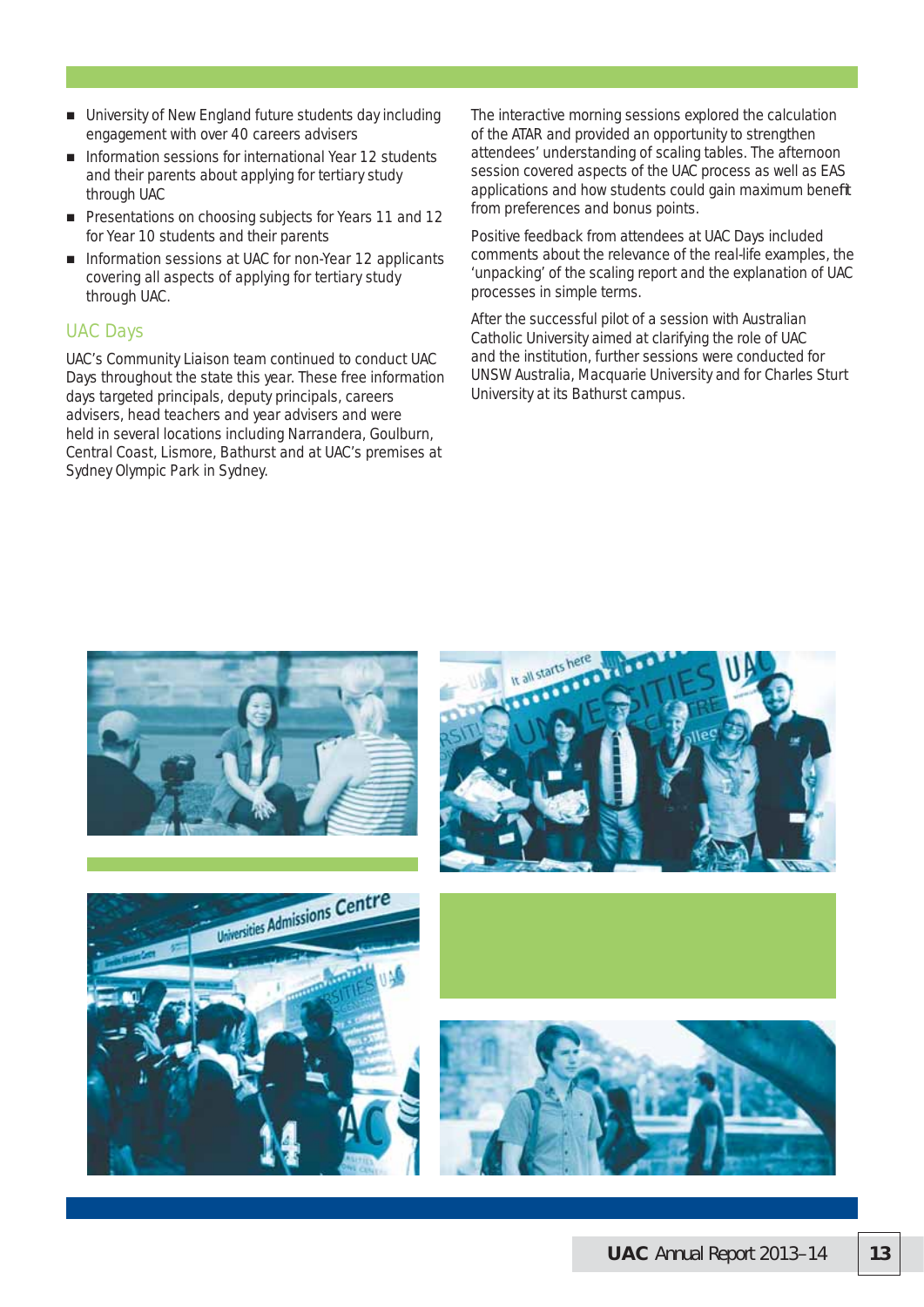- University of New England future students day including engagement with over 40 careers advisers
- Information sessions for international Year 12 students and their parents about applying for tertiary study through UAC
- Presentations on choosing subjects for Years 11 and 12 for Year 10 students and their parents
- Information sessions at UAC for non-Year 12 applicants covering all aspects of applying for tertiary study through UAC.

## UAC Days

UAC's Community Liaison team continued to conduct UAC Days throughout the state this year. These free information days targeted principals, deputy principals, careers advisers, head teachers and year advisers and were held in several locations including Narrandera, Goulburn, Central Coast, Lismore, Bathurst and at UAC's premises at Sydney Olympic Park in Sydney.

The interactive morning sessions explored the calculation of the ATAR and provided an opportunity to strengthen attendees' understanding of scaling tables. The afternoon session covered aspects of the UAC process as well as EAS applications and how students could gain maximum benefit from preferences and bonus points.

Positive feedback from attendees at UAC Days included comments about the relevance of the real-life examples, the 'unpacking' of the scaling report and the explanation of UAC processes in simple terms.

After the successful pilot of a session with Australian Catholic University aimed at clarifying the role of UAC and the institution, further sessions were conducted for UNSW Australia, Macquarie University and for Charles Sturt University at its Bathurst campus.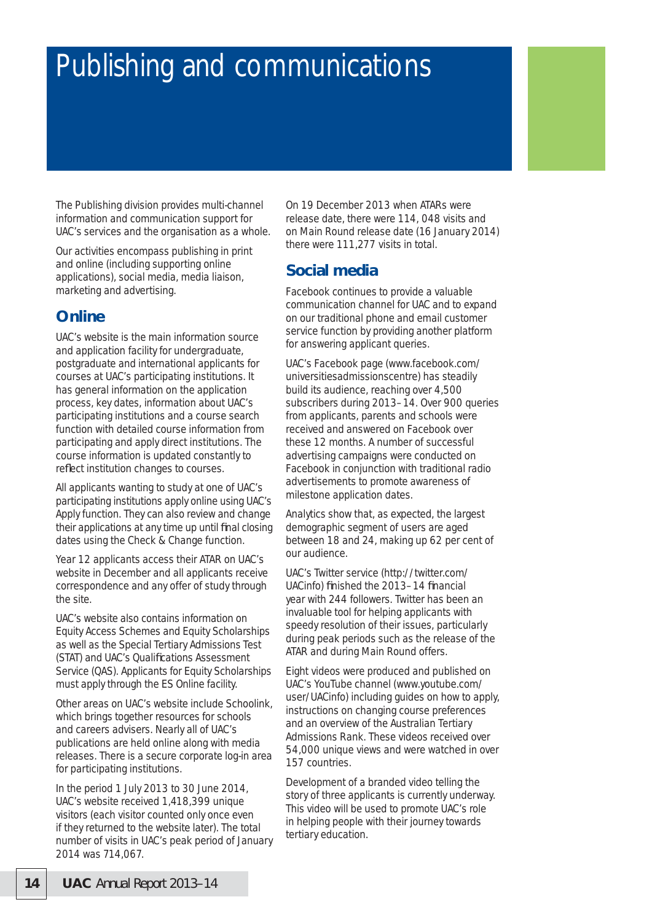# Publishing and communications

The Publishing division provides multi-channel information and communication support for UAC's services and the organisation as a whole.

Our activities encompass publishing in print and online (including supporting online applications), social media, media liaison, marketing and advertising.

## Online

UAC's website is the main information source and application facility for undergraduate, postgraduate and international applicants for courses at UAC's participating institutions. It has general information on the application process, key dates, information about UAC's participating institutions and a course search function with detailed course information from participating and apply direct institutions. The course information is updated constantly to reflect institution changes to courses.

All applicants wanting to study at one of UAC's participating institutions apply online using UAC's Apply function. They can also review and change their applications at any time up until final closing dates using the Check & Change function.

Year 12 applicants access their ATAR on UAC's website in December and all applicants receive correspondence and any offer of study through the site.

UAC's website also contains information on Equity Access Schemes and Equity Scholarships as well as the Special Tertiary Admissions Test (STAT) and UAC's Qualifications Assessment Service (QAS). Applicants for Equity Scholarships must apply through the ES Online facility.

Other areas on UAC's website include Schoolink, which brings together resources for schools and careers advisers. Nearly all of UAC's publications are held online along with media releases. There is a secure corporate log-in area for participating institutions.

In the period 1 July 2013 to 30 June 2014, UAC's website received 1,418,399 unique visitors (each visitor counted only once even if they returned to the website later). The total number of visits in UAC's peak period of January 2014 was 714,067.

On 19 December 2013 when ATARs were release date, there were 114, 048 visits and on Main Round release date (16 January 2014) there were 111,277 visits in total.

## Social media

Facebook continues to provide a valuable communication channel for UAC and to expand on our traditional phone and email customer service function by providing another platform for answering applicant queries.

UAC's Facebook page (www.facebook.com/universitiesadmissionscentre) has steadily build its audience, reaching over 4,500 subscribers during 2013–14. Over 900 queries from applicants, parents and schools were received and answered on Facebook over these 12 months. A number of successful advertising campaigns were conducted on Facebook in conjunction with traditional radio advertisements to promote awareness of milestone application dates.

Analytics show that, as expected, the largest demographic segment of users are aged between 18 and 24, making up 62 per cent of our audience.

UAC's Twitter service (http://twitter.com/UACinfo) finished the 2013–14 financial year with 244 followers. Twitter has been an invaluable tool for helping applicants with speedy resolution of their issues, particularly during peak periods such as the release of the ATAR and during Main Round offers.

Eight videos were produced and published on UAC's YouTube channel (www.youtube.com/user/UACinfo) including guides on how to apply, instructions on changing course preferences and an overview of the Australian Tertiary Admissions Rank. These videos received over 54,000 unique views and were watched in over 157 countries.

Development of a branded video telling the story of three applicants is currently underway. This video will be used to promote UAC's role in helping people with their journey towards tertiary education.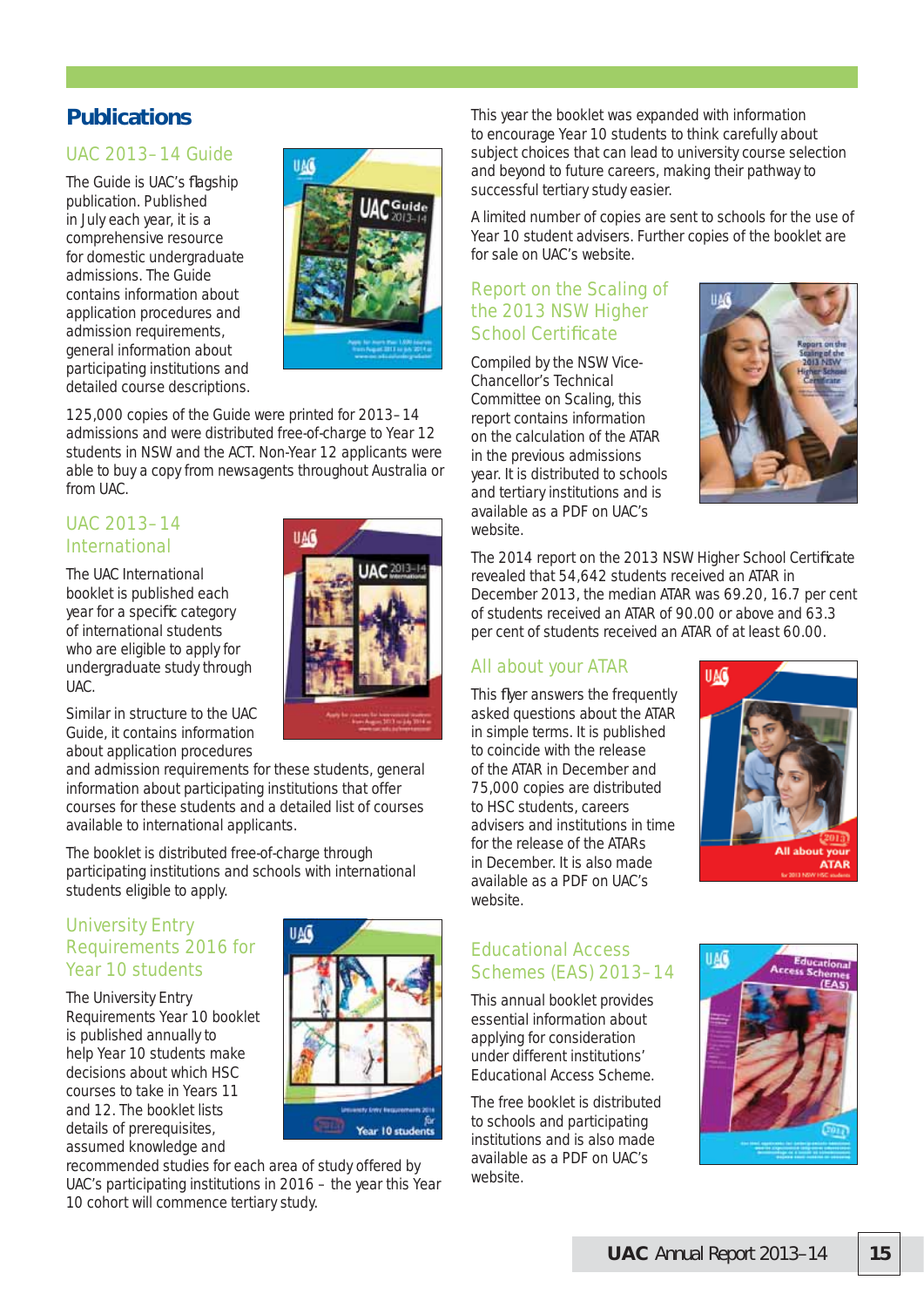## Publications

### UAC 2013–14 Guide

The Guide is UAC's flagship publication. Published in July each year, it is a comprehensive resource for domestic undergraduate admissions. The Guide contains information about application procedures and admission requirements, general information about participating institutions and detailed course descriptions.

125,000 copies of the Guide were printed for 2013–14 admissions and were distributed free-of-charge to Year 12 students in NSW and the ACT. Non-Year 12 applicants were able to buy a copy from newsagents throughout Australia or from UAC.

### UAC 2013–14 International

The UAC International booklet is published each year for a specific category of international students who are eligible to apply for undergraduate study through UAC.

Similar in structure to the UAC Guide, it contains information about application procedures and admission requirements for these students, general information about participating institutions that offer courses for these students and a detailed list of courses available to international applicants.

The booklet is distributed free-of-charge through participating institutions and schools with international students eligible to apply.

### University Entry Requirements 2016 for Year 10 students

The University Entry Requirements Year 10 booklet is published annually to help Year 10 students make decisions about which HSC courses to take in Years 11 and 12. The booklet lists details of prerequisites, assumed knowledge and recommended studies for each area of study offered by UAC's participating institutions in 2016 – the year this Year 10 cohort will commence tertiary study.

This year the booklet was expanded with information to encourage Year 10 students to think carefully about subject choices that can lead to university course selection and beyond to future careers, making their pathway to successful tertiary study easier.

A limited number of copies are sent to schools for the use of Year 10 student advisers. Further copies of the booklet are for sale on UAC's website.

### Report on the Scaling of the 2013 NSW Higher School Certificate

Compiled by the NSW Vice-Chancellor's Technical Committee on Scaling, this report contains information on the calculation of the ATAR in the previous admissions year. It is distributed to schools and tertiary institutions and is available as a PDF on UAC's website.

The 2014 report on the 2013 NSW Higher School Certificate revealed that 54,642 students received an ATAR in December 2013, the median ATAR was 69.20, 16.7 per cent of students received an ATAR of 90.00 or above and 63.3 per cent of students received an ATAR of at least 60.00.

### All about your ATAR

This flyer answers the frequently asked questions about the ATAR in simple terms. It is published to coincide with the release of the ATAR in December and 75,000 copies are distributed to HSC students, careers advisers and institutions in time for the release of the ATARs in December. It is also made available as a PDF on UAC's website.

### Educational Access Schemes (EAS) 2013–14

This annual booklet provides essential information about applying for consideration under different institutions' Educational Access Scheme.

The free booklet is distributed to schools and participating institutions and is also made available as a PDF on UAC's website.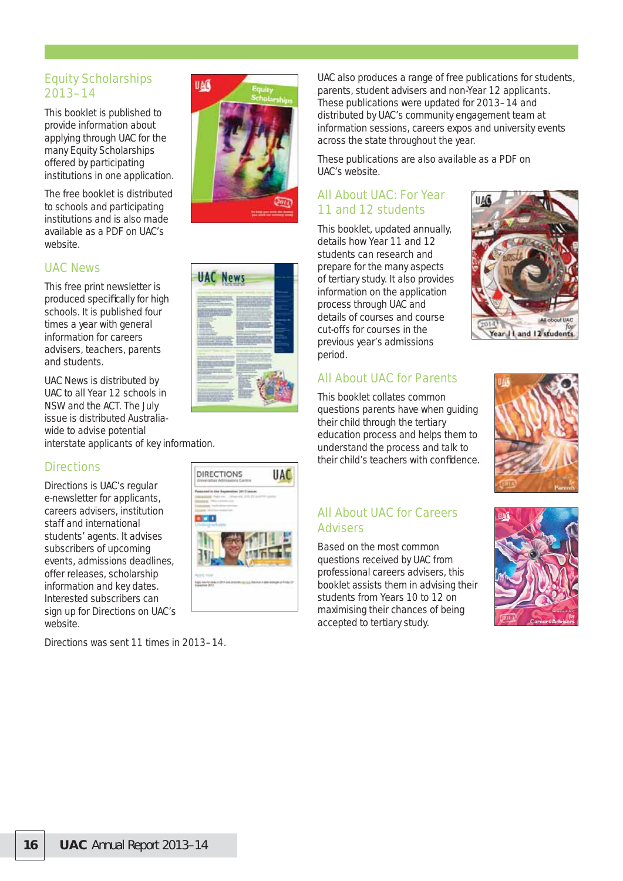## Equity Scholarships 2013–14

This booklet is published to provide information about applying through UAC for the many Equity Scholarships offered by participating institutions in one application.

The free booklet is distributed to schools and participating institutions and is also made available as a PDF on UAC's website.

## UAC News

This free print newsletter is produced specifically for high schools. It is published four times a year with general information for careers advisers, teachers, parents and students.

UAC News is distributed by UAC to all Year 12 schools in NSW and the ACT. The July issue is distributed Australia-wide to advise potential interstate applicants of key information.

## Directions

Directions is UAC's regular e-newsletter for applicants, careers advisers, institution staff and international students' agents. It advises subscribers of upcoming events, admissions deadlines, offer releases, scholarship information and key dates. Interested subscribers can sign up for Directions on UAC's website.

Directions was sent 11 times in 2013–14.

UAC also produces a range of free publications for students, parents, student advisers and non-Year 12 applicants. These publications were updated for 2013–14 and distributed by UAC's community engagement team at information sessions, careers expos and university events across the state throughout the year.

These publications are also available as a PDF on UAC's website.

## All About UAC: For Year 11 and 12 students

This booklet, updated annually, details how Year 11 and 12 students can research and prepare for the many aspects of tertiary study. It also provides information on the application process through UAC and details of courses and course cut-offs for courses in the previous year's admissions period.

## All About UAC for Parents

This booklet collates common questions parents have when guiding their child through the tertiary education process and helps them to understand the process and talk to their child's teachers with confidence.

## All About UAC for Careers Advisers

Based on the most common questions received by UAC from professional careers advisers, this booklet assists them in advising their students from Years 10 to 12 on maximising their chances of being accepted to tertiary study.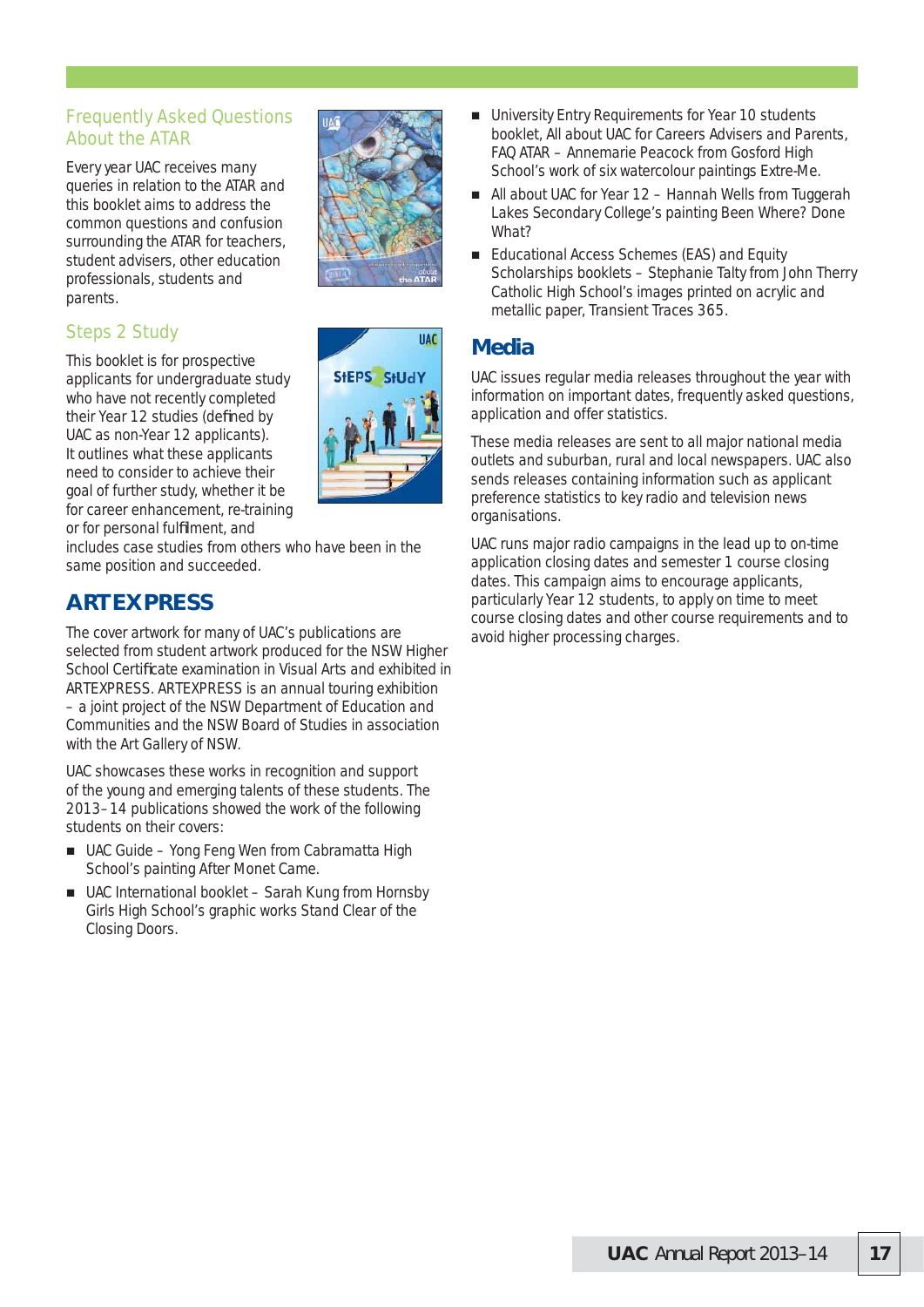### Frequently Asked Questions About the ATAR

Every year UAC receives many queries in relation to the ATAR and this booklet aims to address the common questions and confusion surrounding the ATAR for teachers, student advisers, other education professionals, students and parents.

### Steps 2 Study

This booklet is for prospective applicants for undergraduate study who have not recently completed their Year 12 studies (defined by UAC as non-Year 12 applicants). It outlines what these applicants need to consider to achieve their goal of further study, whether it be for career enhancement, re-training or for personal fulfilment, and includes case studies from others who have been in the same position and succeeded.

## ARTEXPRESS

The cover artwork for many of UAC's publications are selected from student artwork produced for the NSW Higher School Certificate examination in Visual Arts and exhibited in ARTEXPRESS. ARTEXPRESS is an annual touring exhibition – a joint project of the NSW Department of Education and Communities and the NSW Board of Studies in association with the Art Gallery of NSW.

UAC showcases these works in recognition and support of the young and emerging talents of these students. The 2013–14 publications showed the work of the following students on their covers:

- UAC Guide – Yong Feng Wen from Cabramatta High School's painting After Monet Came.
- UAC International booklet – Sarah Kung from Hornsby Girls High School's graphic works Stand Clear of the Closing Doors.
- University Entry Requirements for Year 10 students booklet, All about UAC for Careers Advisers and Parents, FAQ ATAR – Annemarie Peacock from Gosford High School's work of six watercolour paintings Extre-Me.
- All about UAC for Year 12 – Hannah Wells from Tuggerah Lakes Secondary College's painting Been Where? Done What?
- Educational Access Schemes (EAS) and Equity Scholarships booklets – Stephanie Talty from John Therry Catholic High School's images printed on acrylic and metallic paper, Transient Traces 365.

## Media

UAC issues regular media releases throughout the year with information on important dates, frequently asked questions, application and offer statistics.

These media releases are sent to all major national media outlets and suburban, rural and local newspapers. UAC also sends releases containing information such as applicant preference statistics to key radio and television news organisations.

UAC runs major radio campaigns in the lead up to on-time application closing dates and semester 1 course closing dates. This campaign aims to encourage applicants, particularly Year 12 students, to apply on time to meet course closing dates and other course requirements and to avoid higher processing charges.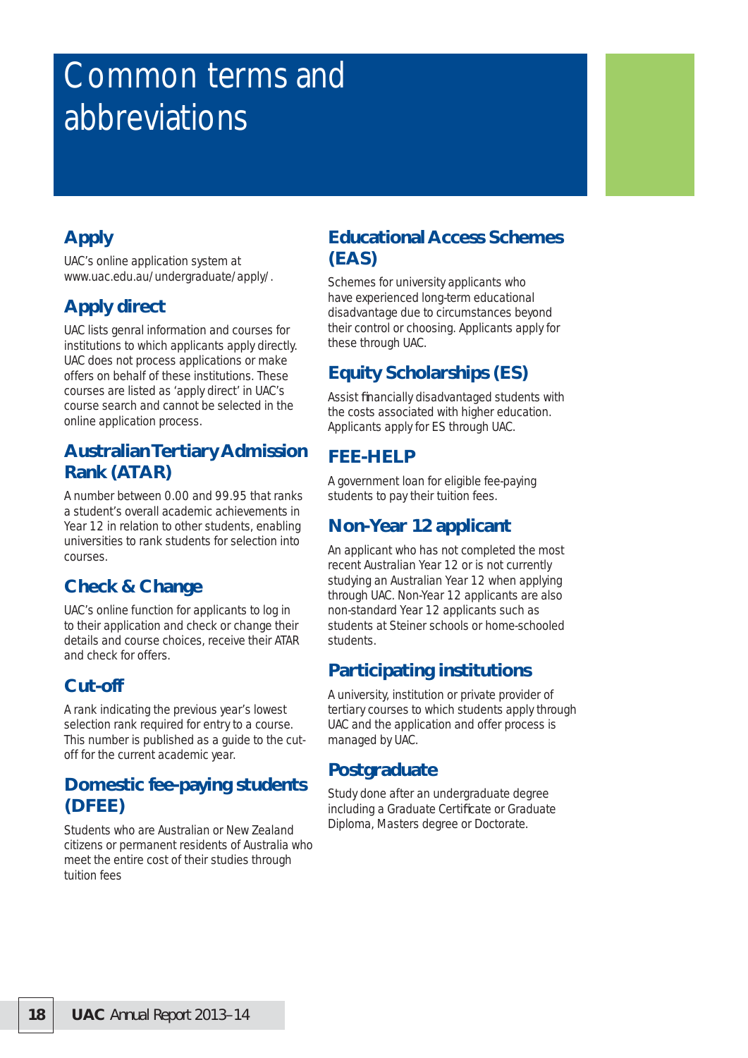# Common terms and abbreviations

## Apply

UAC's online application system at www.uac.edu.au/undergraduate/apply/.

## Apply direct

UAC lists genral information and courses for institutions to which applicants apply directly. UAC does not process applications or make offers on behalf of these institutions. These courses are listed as 'apply direct' in UAC's course search and cannot be selected in the online application process.

## Australian Tertiary Admission Rank (ATAR)

A number between 0.00 and 99.95 that ranks a student's overall academic achievements in Year 12 in relation to other students, enabling universities to rank students for selection into courses.

## Check & Change

UAC's online function for applicants to log in to their application and check or change their details and course choices, receive their ATAR and check for offers.

## Cut-off

A rank indicating the previous year's lowest selection rank required for entry to a course. This number is published as a guide to the cut-off for the current academic year.

## Domestic fee-paying students (DFEE)

Students who are Australian or New Zealand citizens or permanent residents of Australia who meet the entire cost of their studies through tuition fees

## Educational Access Schemes (EAS)

Schemes for university applicants who have experienced long-term educational disadvantage due to circumstances beyond their control or choosing. Applicants apply for these through UAC.

## Equity Scholarships (ES)

Assist financially disadvantaged students with the costs associated with higher education. Applicants apply for ES through UAC.

## FEE-HELP

A government loan for eligible fee-paying students to pay their tuition fees.

## Non-Year 12 applicant

An applicant who has not completed the most recent Australian Year 12 or is not currently studying an Australian Year 12 when applying through UAC. Non-Year 12 applicants are also non-standard Year 12 applicants such as students at Steiner schools or home-schooled students.

## Participating institutions

A university, institution or private provider of tertiary courses to which students apply through UAC and the application and offer process is managed by UAC.

## Postgraduate

Study done after an undergraduate degree including a Graduate Certificate or Graduate Diploma, Masters degree or Doctorate.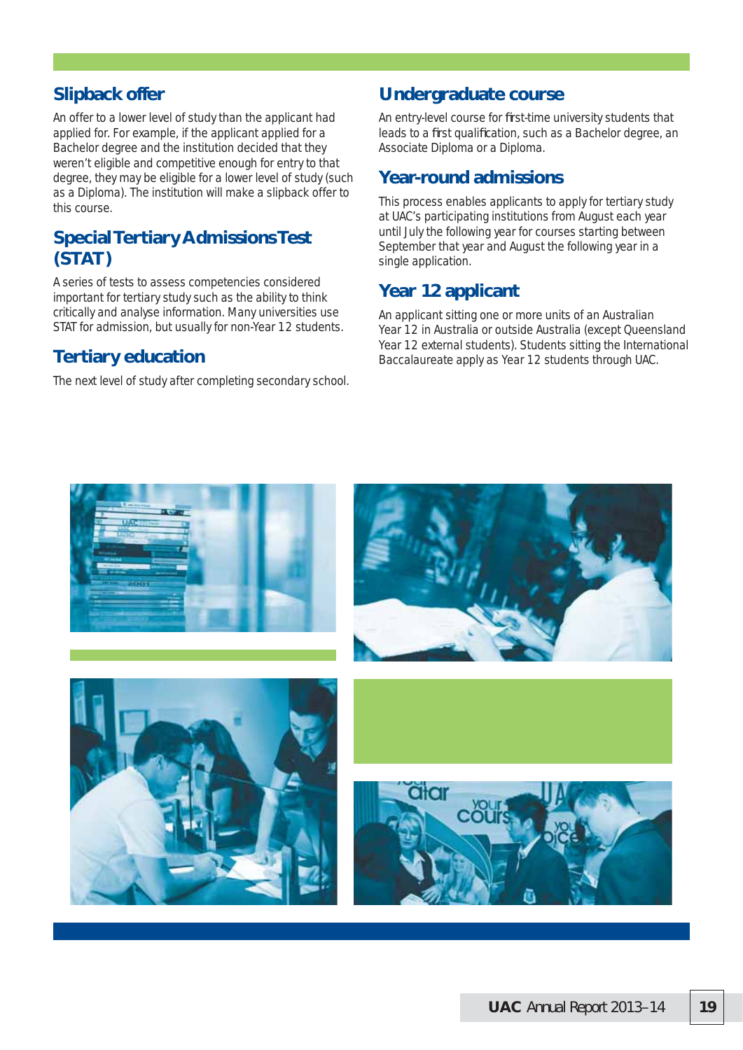## Slipback offer

An offer to a lower level of study than the applicant had applied for. For example, if the applicant applied for a Bachelor degree and the institution decided that they weren't eligible and competitive enough for entry to that degree, they may be eligible for a lower level of study (such as a Diploma). The institution will make a slipback offer to this course.

## Special Tertiary Admissions Test (STAT)

A series of tests to assess competencies considered important for tertiary study such as the ability to think critically and analyse information. Many universities use STAT for admission, but usually for non-Year 12 students.

## Tertiary education

The next level of study after completing secondary school.

## Undergraduate course

An entry-level course for first-time university students that leads to a first qualification, such as a Bachelor degree, an Associate Diploma or a Diploma.

## Year-round admissions

This process enables applicants to apply for tertiary study at UAC's participating institutions from August each year until July the following year for courses starting between September that year and August the following year in a single application.

## Year 12 applicant

An applicant sitting one or more units of an Australian Year 12 in Australia or outside Australia (except Queensland Year 12 external students). Students sitting the International Baccalaureate apply as Year 12 students through UAC.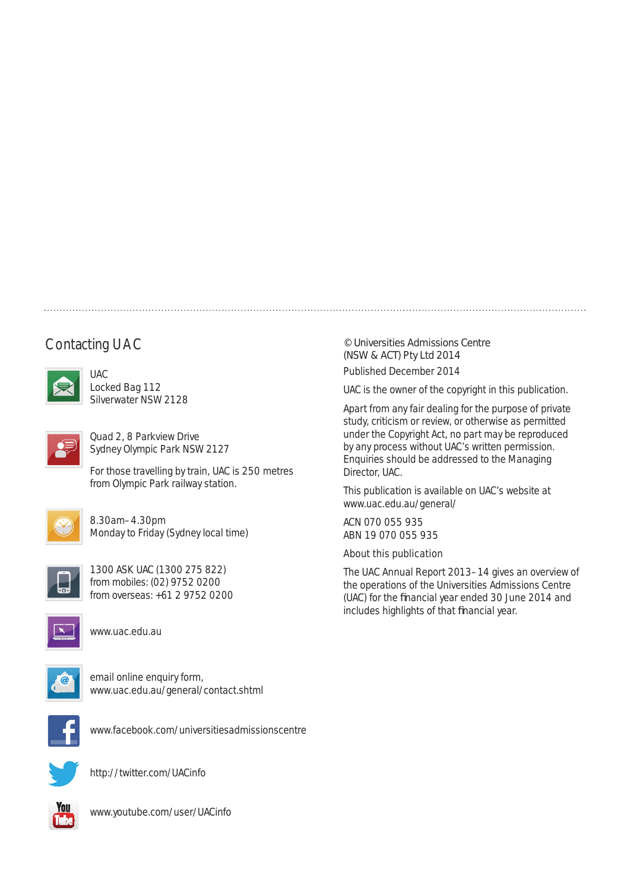## Contacting UAC

UAC
Locked Bag 112
Silverwater NSW 2128

Quad 2, 8 Parkview Drive
Sydney Olympic Park NSW 2127

For those travelling by train, UAC is 250 metres from Olympic Park railway station.

8.30am–4.30pm
Monday to Friday (Sydney local time)

1300 ASK UAC (1300 275 822)
from mobiles: (02) 9752 0200
from overseas: +61 2 9752 0200

www.uac.edu.au

email online enquiry form,
www.uac.edu.au/general/contact.shtml

www.facebook.com/universitiesadmissionscentre

http://twitter.com/UACinfo

www.youtube.com/user/UACinfo

© Universities Admissions Centre (NSW & ACT) Pty Ltd 2014
Published December 2014

UAC is the owner of the copyright in this publication.

Apart from any fair dealing for the purpose of private study, criticism or review, or otherwise as permitted under the Copyright Act, no part may be reproduced by any process without UAC's written permission. Enquiries should be addressed to the Managing Director, UAC.

This publication is available on UAC's website at www.uac.edu.au/general/

ACN 070 055 935
ABN 19 070 055 935

About this publication

The UAC Annual Report 2013–14 gives an overview of the operations of the Universities Admissions Centre (UAC) for the financial year ended 30 June 2014 and includes highlights of that financial year.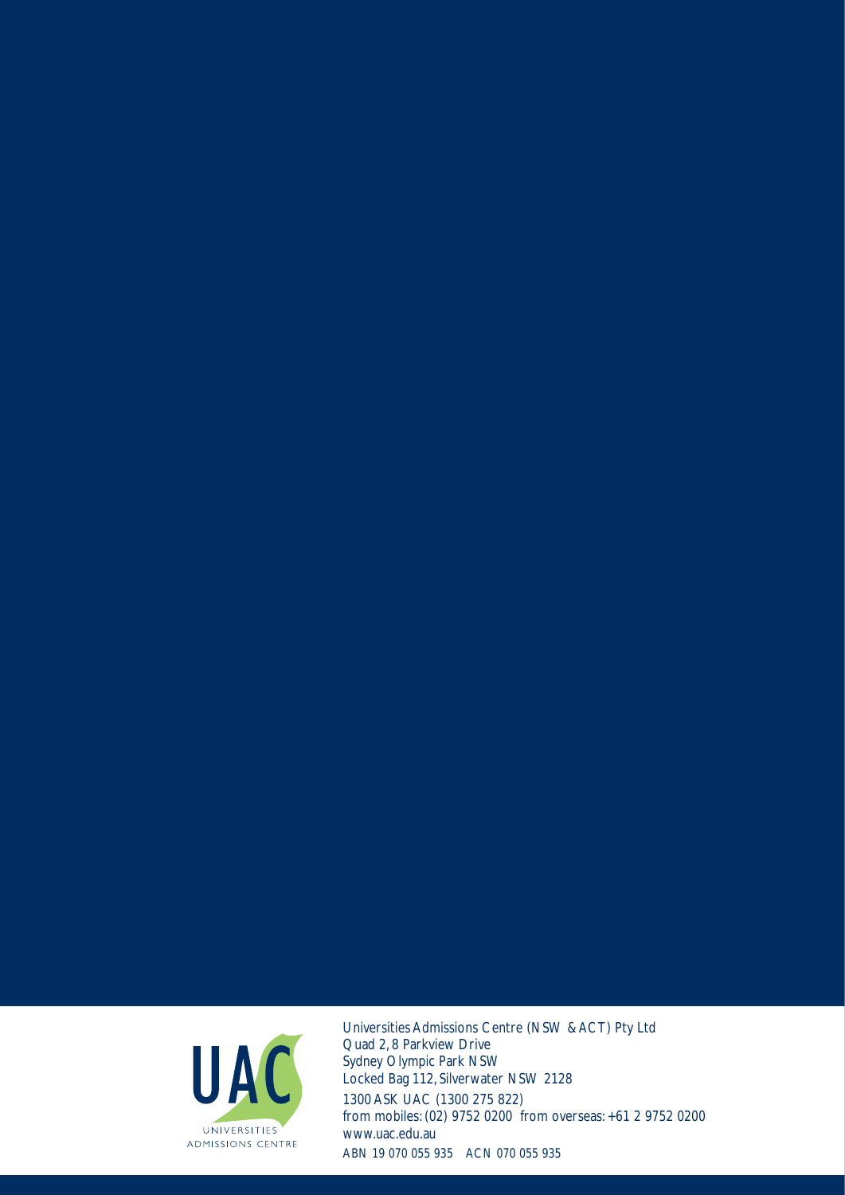UAC
UNIVERSITIES
ADMISSIONS CENTRE

Universities Admissions Centre (NSW & ACT) Pty Ltd
Quad 2, 8 Parkview Drive
Sydney Olympic Park NSW
Locked Bag 112, Silverwater NSW 2128
1300 ASK UAC (1300 275 822)
from mobiles: (02) 9752 0200 from overseas: +61 2 9752 0200
www.uac.edu.au
ABN 19 070 055 935 ACN 070 055 935